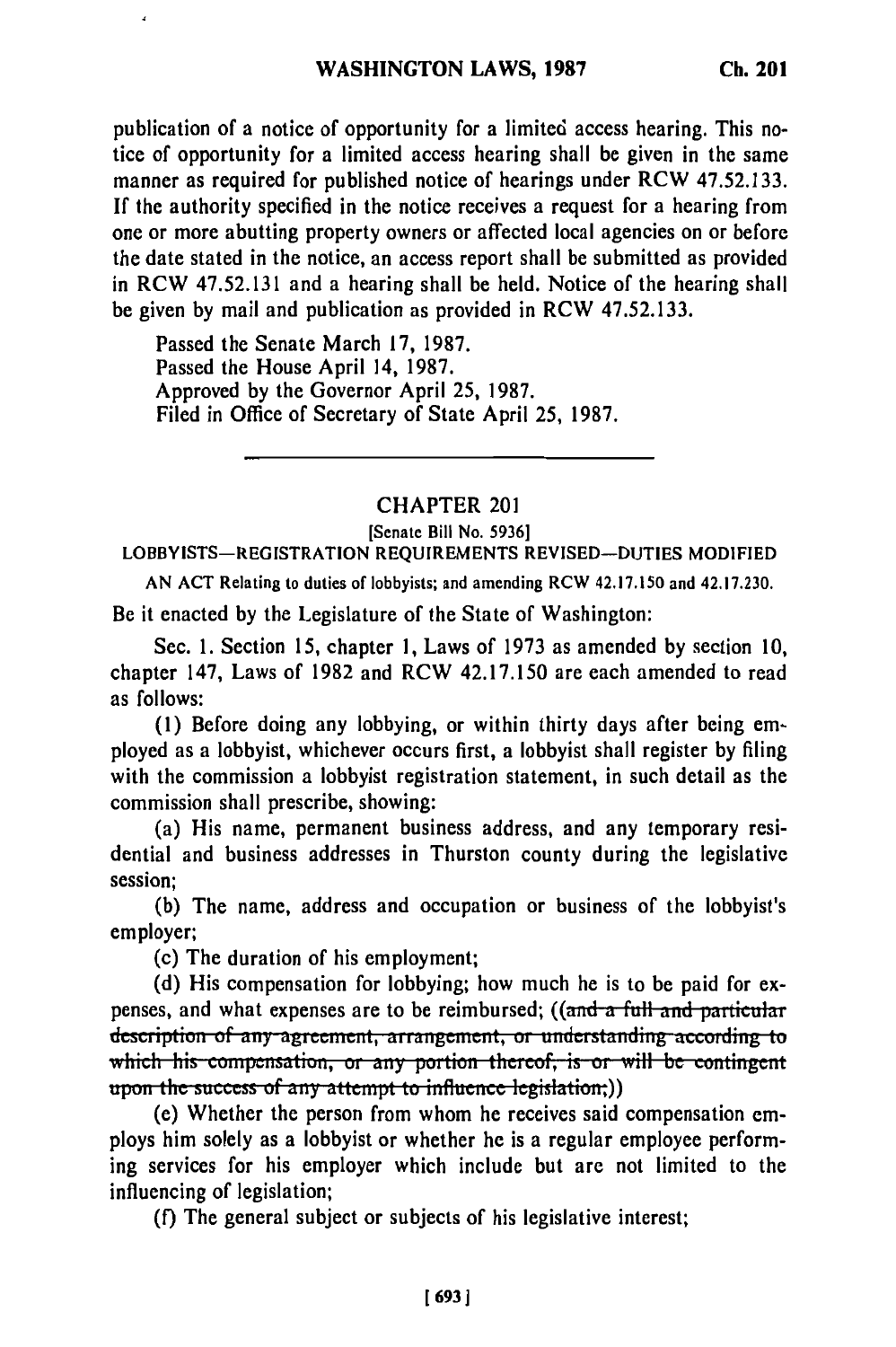publication of a notice of opportunity for a limited access hearing. This notice of opportunity for a limited access hearing shall be given in the same manner as required for published notice of hearings under RCW 47.52.133. If the authority specified in the notice receives a request for a hearing from one or more abutting property owners or affected local agencies on or before the date stated in the notice, an access report shall be submitted as provided in RCW 47.52.131 and a hearing shall be held. Notice of the hearing shall be given by mail and publication as provided in RCW 47.52.133.

Passed the Senate March 17, 1987.
Passed the House April 14, 1987.
Approved by the Governor April 25, 1987.
Filed in Office of Secretary of State April 25, 1987.

---

## CHAPTER 201

[Senate Bill No. 5936]

LOBBYISTS—REGISTRATION REQUIREMENTS REVISED—DUTIES MODIFIED

AN ACT Relating to duties of lobbyists; and amending RCW 42.17.150 and 42.17.230.

Be it enacted by the Legislature of the State of Washington:

Sec. 1. Section 15, chapter 1, Laws of 1973 as amended by section 10, chapter 147, Laws of 1982 and RCW 42.17.150 are each amended to read as follows:

(1) Before doing any lobbying, or within thirty days after being employed as a lobbyist, whichever occurs first, a lobbyist shall register by filing with the commission a lobbyist registration statement, in such detail as the commission shall prescribe, showing:

(a) His name, permanent business address, and any temporary residential and business addresses in Thurston county during the legislative session;

(b) The name, address and occupation or business of the lobbyist's employer;

(c) The duration of his employment;

(d) His compensation for lobbying; how much he is to be paid for expenses, and what expenses are to be reimbursed; ((~~and a full and particular description of any agreement, arrangement, or understanding according to which his compensation, or any portion thereof, is or will be contingent upon the success of any attempt to influence legislation;~~))

(e) Whether the person from whom he receives said compensation employs him solely as a lobbyist or whether he is a regular employee performing services for his employer which include but are not limited to the influencing of legislation;

(f) The general subject or subjects of his legislative interest;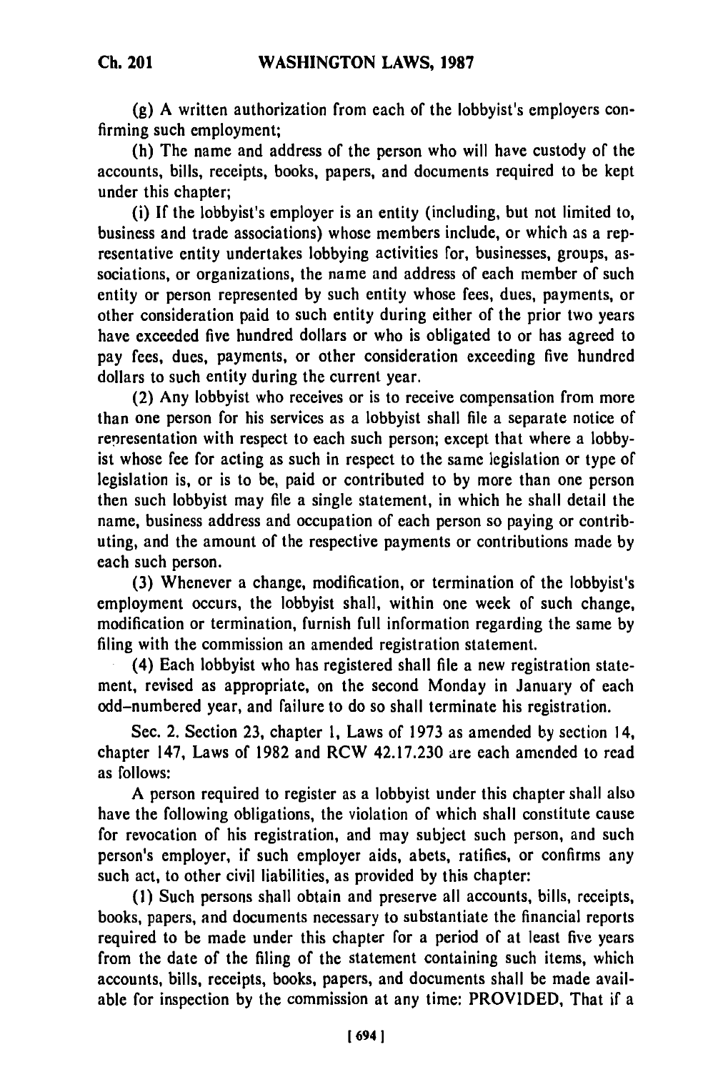(g) A written authorization from each of the lobbyist's employers confirming such employment;

(h) The name and address of the person who will have custody of the accounts, bills, receipts, books, papers, and documents required to be kept under this chapter;

(i) If the lobbyist's employer is an entity (including, but not limited to, business and trade associations) whose members include, or which as a representative entity undertakes lobbying activities for, businesses, groups, associations, or organizations, the name and address of each member of such entity or person represented by such entity whose fees, dues, payments, or other consideration paid to such entity during either of the prior two years have exceeded five hundred dollars or who is obligated to or has agreed to pay fees, dues, payments, or other consideration exceeding five hundred dollars to such entity during the current year.

(2) Any lobbyist who receives or is to receive compensation from more than one person for his services as a lobbyist shall file a separate notice of representation with respect to each such person; except that where a lobbyist whose fee for acting as such in respect to the same legislation or type of legislation is, or is to be, paid or contributed to by more than one person then such lobbyist may file a single statement, in which he shall detail the name, business address and occupation of each person so paying or contributing, and the amount of the respective payments or contributions made by each such person.

(3) Whenever a change, modification, or termination of the lobbyist's employment occurs, the lobbyist shall, within one week of such change, modification or termination, furnish full information regarding the same by filing with the commission an amended registration statement.

(4) Each lobbyist who has registered shall file a new registration statement, revised as appropriate, on the second Monday in January of each odd-numbered year, and failure to do so shall terminate his registration.

Sec. 2. Section 23, chapter 1, Laws of 1973 as amended by section 14, chapter 147, Laws of 1982 and RCW 42.17.230 are each amended to read as follows:

A person required to register as a lobbyist under this chapter shall also have the following obligations, the violation of which shall constitute cause for revocation of his registration, and may subject such person, and such person's employer, if such employer aids, abets, ratifies, or confirms any such act, to other civil liabilities, as provided by this chapter:

(1) Such persons shall obtain and preserve all accounts, bills, receipts, books, papers, and documents necessary to substantiate the financial reports required to be made under this chapter for a period of at least five years from the date of the filing of the statement containing such items, which accounts, bills, receipts, books, papers, and documents shall be made available for inspection by the commission at any time: PROVIDED, That if a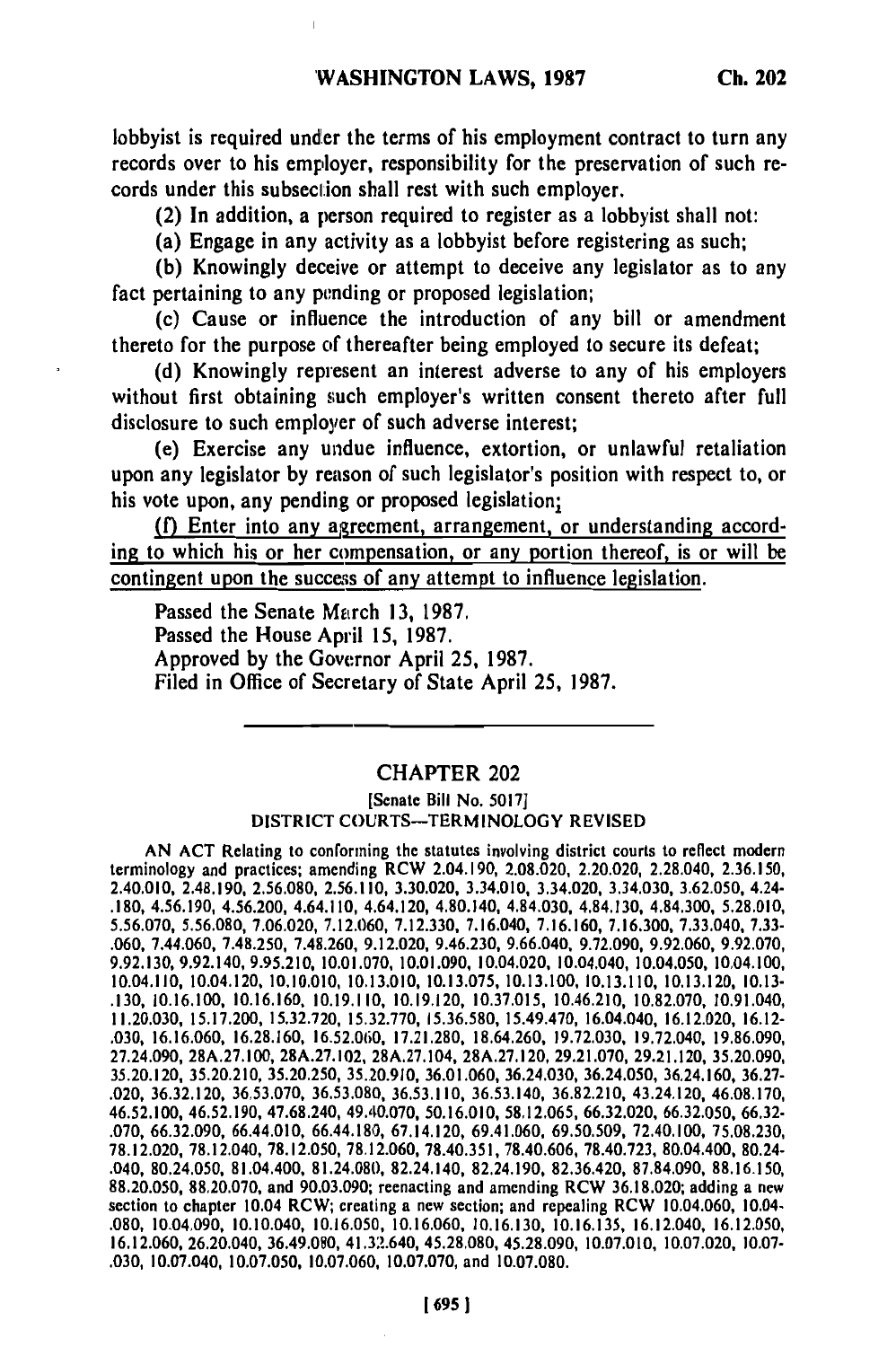lobbyist is required under the terms of his employment contract to turn any records over to his employer, responsibility for the preservation of such records under this subsection shall rest with such employer.

(2) In addition, a person required to register as a lobbyist shall not:

(a) Engage in any activity as a lobbyist before registering as such;

(b) Knowingly deceive or attempt to deceive any legislator as to any fact pertaining to any pending or proposed legislation;

(c) Cause or influence the introduction of any bill or amendment thereto for the purpose of thereafter being employed to secure its defeat;

(d) Knowingly represent an interest adverse to any of his employers without first obtaining such employer's written consent thereto after full disclosure to such employer of such adverse interest;

(e) Exercise any undue influence, extortion, or unlawful retaliation upon any legislator by reason of such legislator's position with respect to, or his vote upon, any pending or proposed legislation;

(f) Enter into any agreement, arrangement, or understanding according to which his or her compensation, or any portion thereof, is or will be contingent upon the success of any attempt to influence legislation.

Passed the Senate March 13, 1987.
Passed the House April 15, 1987.
Approved by the Governor April 25, 1987.
Filed in Office of Secretary of State April 25, 1987.

---

## CHAPTER 202

[Senate Bill No. 5017]

DISTRICT COURTS—TERMINOLOGY REVISED

AN ACT Relating to conforming the statutes involving district courts to reflect modern terminology and practices; amending RCW 2.04.190, 2.08.020, 2.20.020, 2.28.040, 2.36.150, 2.40.010, 2.48.190, 2.56.080, 2.56.110, 3.30.020, 3.34.010, 3.34.020, 3.34.030, 3.62.050, 4.24-.180, 4.56.190, 4.56.200, 4.64.110, 4.64.120, 4.80.140, 4.84.030, 4.84.130, 4.84.300, 5.28.010, 5.56.070, 5.56.080, 7.06.020, 7.12.060, 7.12.330, 7.16.040, 7.16.160, 7.16.300, 7.33.040, 7.33-.060, 7.44.060, 7.48.250, 7.48.260, 9.12.020, 9.46.230, 9.66.040, 9.72.090, 9.92.060, 9.92.070, 9.92.130, 9.92.140, 9.95.210, 10.01.070, 10.01.090, 10.04.020, 10.04.040, 10.04.050, 10.04.100, 10.04.110, 10.04.120, 10.10.010, 10.13.010, 10.13.075, 10.13.100, 10.13.110, 10.13.120, 10.13-.130, 10.16.100, 10.16.160, 10.19.110, 10.19.120, 10.37.015, 10.46.210, 10.82.070, 10.91.040, 11.20.030, 15.17.200, 15.32.720, 15.32.770, 15.36.580, 15.49.470, 16.04.040, 16.12.020, 16.12-.030, 16.16.060, 16.28.160, 16.52.060, 17.21.280, 18.64.260, 19.72.030, 19.72.040, 19.86.090, 27.24.090, 28A.27.100, 28A.27.102, 28A.27.104, 28A.27.120, 29.21.070, 29.21.120, 35.20.090, 35.20.120, 35.20.210, 35.20.250, 35.20.910, 36.01.060, 36.24.030, 36.24.050, 36.24.160, 36.27-.020, 36.32.120, 36.53.070, 36.53.080, 36.53.110, 36.53.140, 36.82.210, 43.24.120, 46.08.170, 46.52.100, 46.52.190, 47.68.240, 49.40.070, 50.16.010, 58.12.065, 66.32.020, 66.32.050, 66.32-.070, 66.32.090, 66.44.010, 66.44.180, 67.14.120, 69.41.060, 69.50.509, 72.40.100, 75.08.230, 78.12.020, 78.12.040, 78.12.050, 78.12.060, 78.40.351, 78.40.606, 78.40.723, 80.04.400, 80.24-.040, 80.24.050, 81.04.400, 81.24.080, 82.24.140, 82.24.190, 82.36.420, 87.84.090, 88.16.150, 88.20.050, 88.20.070, and 90.03.090; reenacting and amending RCW 36.18.020; adding a new section to chapter 10.04 RCW; creating a new section; and repealing RCW 10.04.060, 10.04-.080, 10.04.090, 10.10.040, 10.16.050, 10.16.060, 10.16.130, 10.16.135, 16.12.040, 16.12.050, 16.12.060, 26.20.040, 36.49.080, 41.32.640, 45.28.080, 45.28.090, 10.07.010, 10.07.020, 10.07-.030, 10.07.040, 10.07.050, 10.07.060, 10.07.070, and 10.07.080.